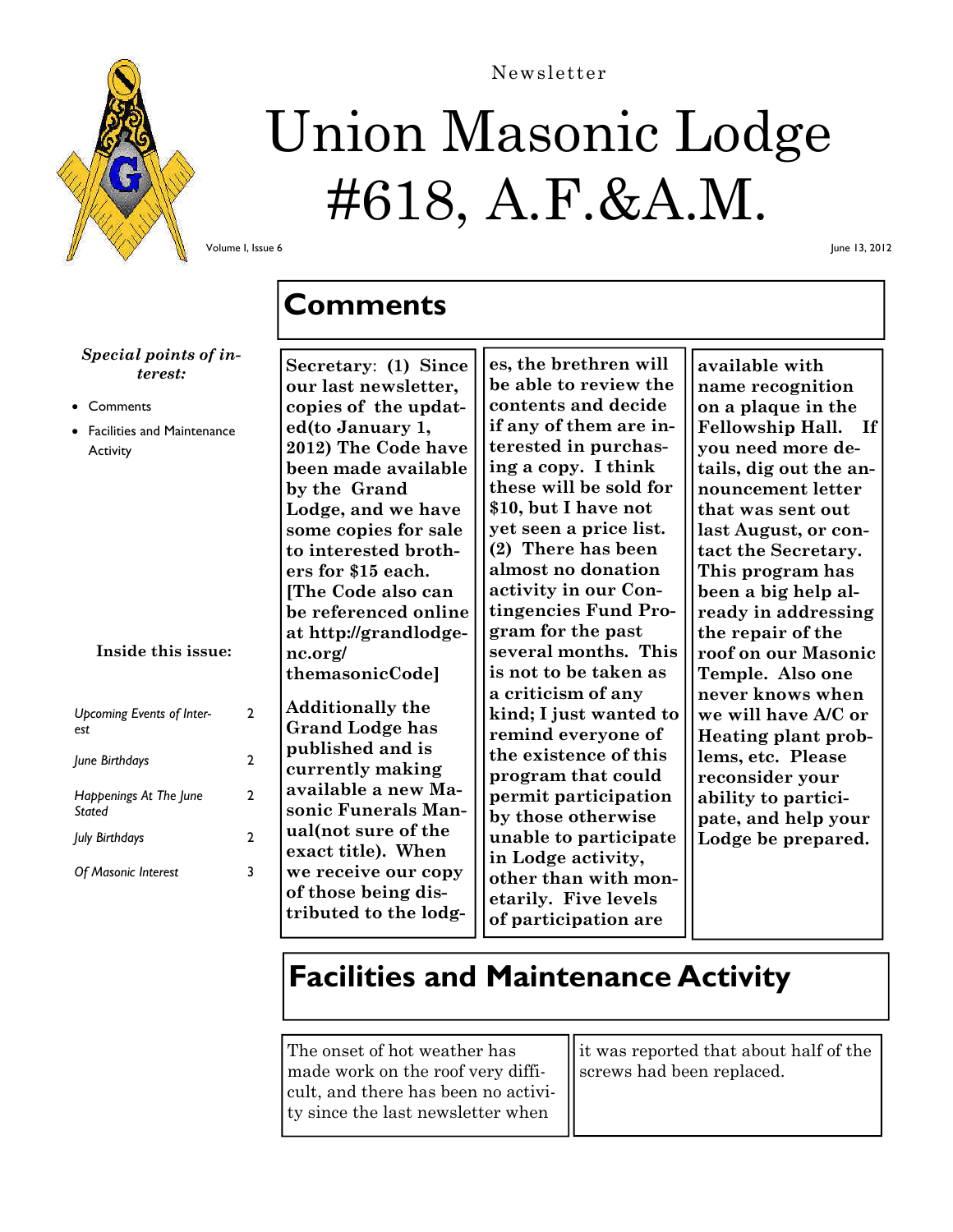Newsletter

# Union Masonic Lodge #618, A.F.&A.M.

Volume I, Issue 6

June 13, 2012

***Special points of interest:***

- Comments
- Facilities and Maintenance Activity

**Inside this issue:**

| | |
|---|---|
| *Upcoming Events of Interest* | 2 |
| *June Birthdays* | 2 |
| *Happenings At The June Stated* | 2 |
| *July Birthdays* | 2 |
| *Of Masonic Interest* | 3 |

## Comments

**Secretary: (1) Since our last newsletter, copies of the updated(to January 1, 2012) The Code have been made available by the Grand Lodge, and we have some copies for sale to interested brothers for $15 each. [The Code also can be referenced online at http://grandlodge-nc.org/themasonicCode]**

**Additionally the Grand Lodge has published and is currently making available a new Masonic Funerals Manual(not sure of the exact title). When we receive our copy of those being distributed to the lodges, the brethren will be able to review the contents and decide if any of them are interested in purchasing a copy. I think these will be sold for $10, but I have not yet seen a price list. (2) There has been almost no donation activity in our Contingencies Fund Program for the past several months. This is not to be taken as a criticism of any kind; I just wanted to remind everyone of the existence of this program that could permit participation by those otherwise unable to participate in Lodge activity, other than with monetarily. Five levels of participation are available with name recognition on a plaque in the Fellowship Hall. If you need more details, dig out the announcement letter that was sent out last August, or contact the Secretary. This program has been a big help already in addressing the repair of the roof on our Masonic Temple. Also one never knows when we will have A/C or Heating plant problems, etc. Please reconsider your ability to participate, and help your Lodge be prepared.**

## Facilities and Maintenance Activity

The onset of hot weather has made work on the roof very difficult, and there has been no activity since the last newsletter when it was reported that about half of the screws had been replaced.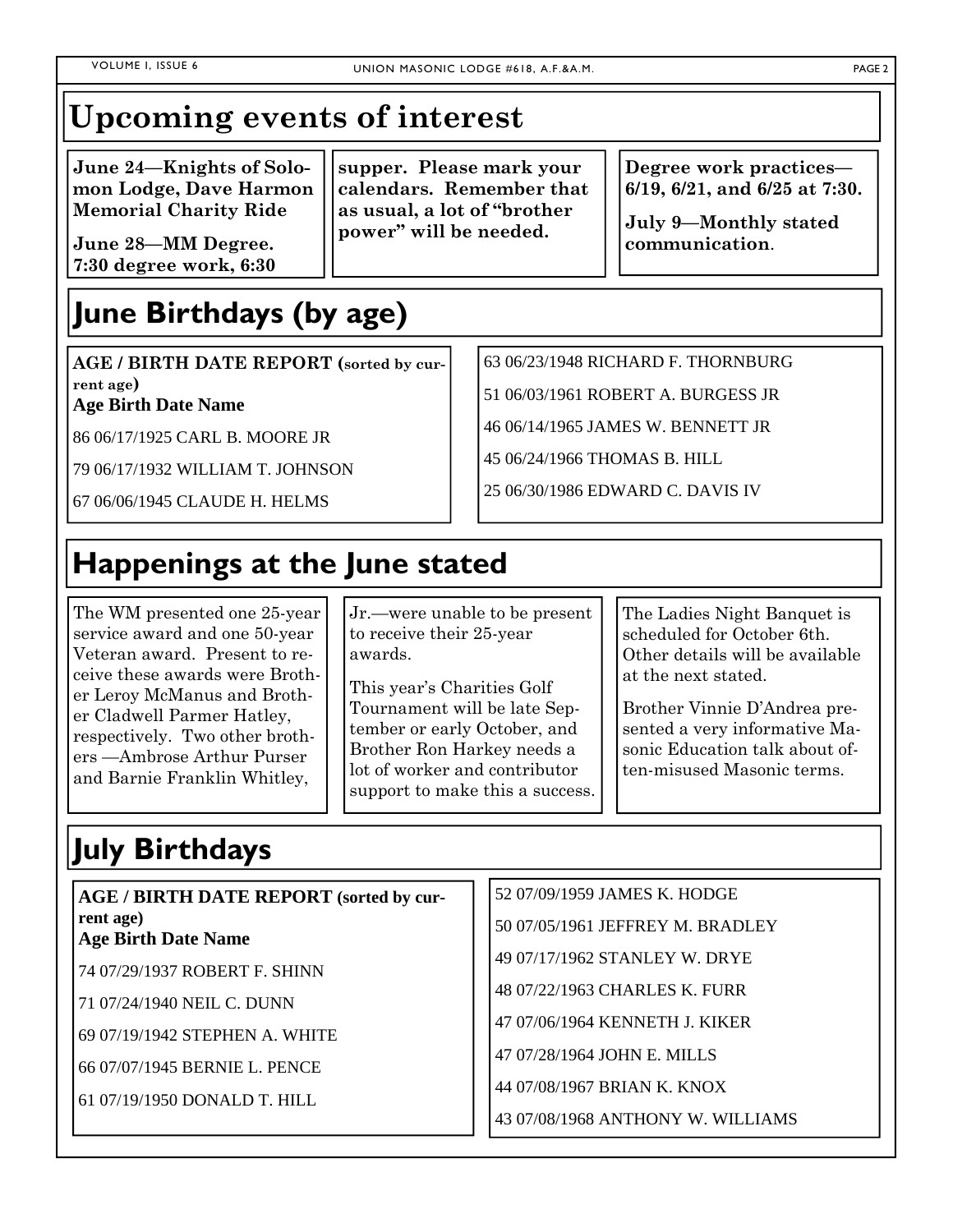# Upcoming events of interest

**June 24—Knights of Solomon Lodge, Dave Harmon Memorial Charity Ride**

**June 28—MM Degree. 7:30 degree work, 6:30 supper. Please mark your calendars. Remember that as usual, a lot of "brother power" will be needed.**

**Degree work practices—6/19, 6/21, and 6/25 at 7:30.**

**July 9—Monthly stated communication**.

# June Birthdays (by age)

**AGE / BIRTH DATE REPORT (sorted by current age)**
**Age Birth Date Name**

86 06/17/1925 CARL B. MOORE JR

79 06/17/1932 WILLIAM T. JOHNSON

67 06/06/1945 CLAUDE H. HELMS

63 06/23/1948 RICHARD F. THORNBURG

51 06/03/1961 ROBERT A. BURGESS JR

46 06/14/1965 JAMES W. BENNETT JR

45 06/24/1966 THOMAS B. HILL

25 06/30/1986 EDWARD C. DAVIS IV

# Happenings at the June stated

The WM presented one 25-year service award and one 50-year Veteran award. Present to receive these awards were Brother Leroy McManus and Brother Cladwell Parmer Hatley, respectively. Two other brothers —Ambrose Arthur Purser and Barnie Franklin Whitley, Jr.—were unable to be present to receive their 25-year awards.

This year's Charities Golf Tournament will be late September or early October, and Brother Ron Harkey needs a lot of worker and contributor support to make this a success.

The Ladies Night Banquet is scheduled for October 6th. Other details will be available at the next stated.

Brother Vinnie D'Andrea presented a very informative Masonic Education talk about often-misused Masonic terms.

# July Birthdays

**AGE / BIRTH DATE REPORT (sorted by current age)**
**Age Birth Date Name**

74 07/29/1937 ROBERT F. SHINN

71 07/24/1940 NEIL C. DUNN

69 07/19/1942 STEPHEN A. WHITE

66 07/07/1945 BERNIE L. PENCE

61 07/19/1950 DONALD T. HILL

52 07/09/1959 JAMES K. HODGE

50 07/05/1961 JEFFREY M. BRADLEY

49 07/17/1962 STANLEY W. DRYE

48 07/22/1963 CHARLES K. FURR

47 07/06/1964 KENNETH J. KIKER

47 07/28/1964 JOHN E. MILLS

44 07/08/1967 BRIAN K. KNOX

43 07/08/1968 ANTHONY W. WILLIAMS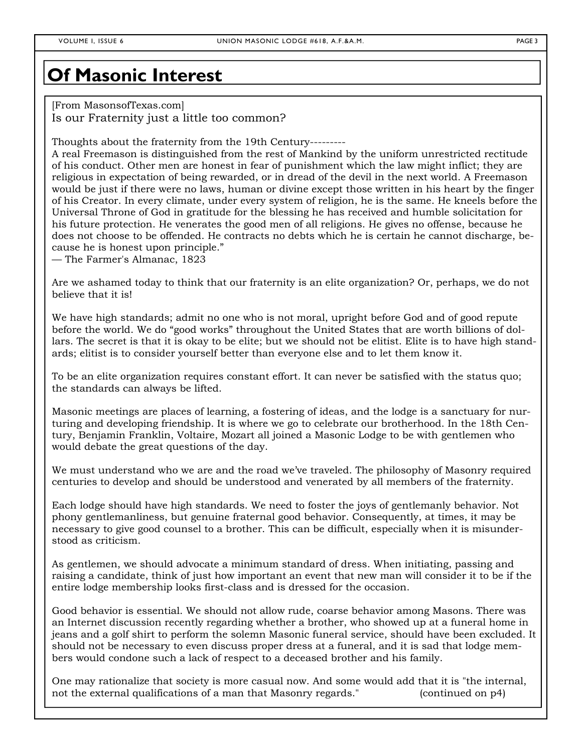# Of Masonic Interest

[From MasonsofTexas.com]
Is our Fraternity just a little too common?

Thoughts about the fraternity from the 19th Century---------
A real Freemason is distinguished from the rest of Mankind by the uniform unrestricted rectitude of his conduct. Other men are honest in fear of punishment which the law might inflict; they are religious in expectation of being rewarded, or in dread of the devil in the next world. A Freemason would be just if there were no laws, human or divine except those written in his heart by the finger of his Creator. In every climate, under every system of religion, he is the same. He kneels before the Universal Throne of God in gratitude for the blessing he has received and humble solicitation for his future protection. He venerates the good men of all religions. He gives no offense, because he does not choose to be offended. He contracts no debts which he is certain he cannot discharge, because he is honest upon principle."
— The Farmer's Almanac, 1823

Are we ashamed today to think that our fraternity is an elite organization? Or, perhaps, we do not believe that it is!

We have high standards; admit no one who is not moral, upright before God and of good repute before the world. We do "good works" throughout the United States that are worth billions of dollars. The secret is that it is okay to be elite; but we should not be elitist. Elite is to have high standards; elitist is to consider yourself better than everyone else and to let them know it.

To be an elite organization requires constant effort. It can never be satisfied with the status quo; the standards can always be lifted.

Masonic meetings are places of learning, a fostering of ideas, and the lodge is a sanctuary for nurturing and developing friendship. It is where we go to celebrate our brotherhood. In the 18th Century, Benjamin Franklin, Voltaire, Mozart all joined a Masonic Lodge to be with gentlemen who would debate the great questions of the day.

We must understand who we are and the road we've traveled. The philosophy of Masonry required centuries to develop and should be understood and venerated by all members of the fraternity.

Each lodge should have high standards. We need to foster the joys of gentlemanly behavior. Not phony gentlemanliness, but genuine fraternal good behavior. Consequently, at times, it may be necessary to give good counsel to a brother. This can be difficult, especially when it is misunderstood as criticism.

As gentlemen, we should advocate a minimum standard of dress. When initiating, passing and raising a candidate, think of just how important an event that new man will consider it to be if the entire lodge membership looks first-class and is dressed for the occasion.

Good behavior is essential. We should not allow rude, coarse behavior among Masons. There was an Internet discussion recently regarding whether a brother, who showed up at a funeral home in jeans and a golf shirt to perform the solemn Masonic funeral service, should have been excluded. It should not be necessary to even discuss proper dress at a funeral, and it is sad that lodge members would condone such a lack of respect to a deceased brother and his family.

One may rationalize that society is more casual now. And some would add that it is "the internal, not the external qualifications of a man that Masonry regards." (continued on p4)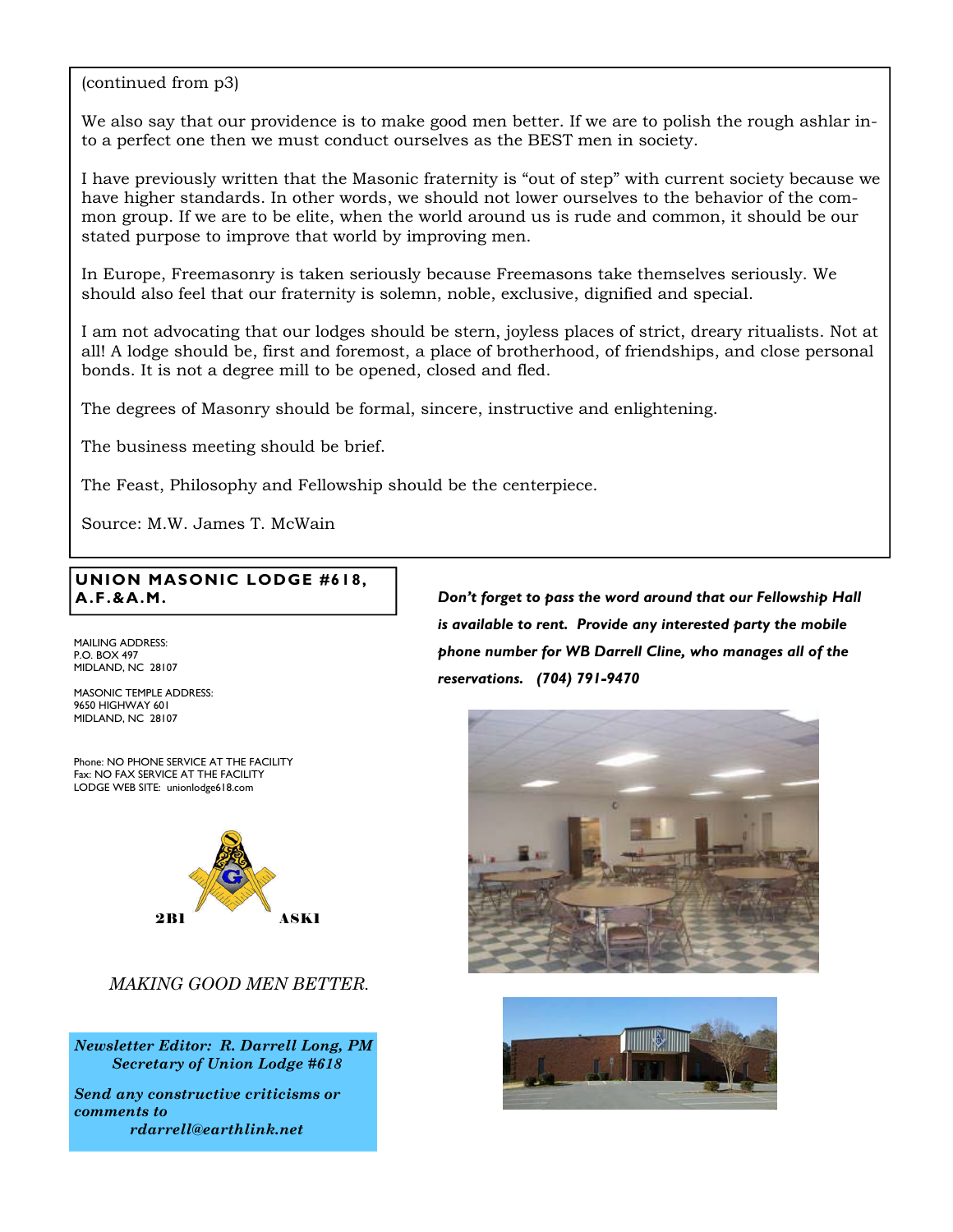(continued from p3)

We also say that our providence is to make good men better. If we are to polish the rough ashlar into a perfect one then we must conduct ourselves as the BEST men in society.

I have previously written that the Masonic fraternity is "out of step" with current society because we have higher standards. In other words, we should not lower ourselves to the behavior of the common group. If we are to be elite, when the world around us is rude and common, it should be our stated purpose to improve that world by improving men.

In Europe, Freemasonry is taken seriously because Freemasons take themselves seriously. We should also feel that our fraternity is solemn, noble, exclusive, dignified and special.

I am not advocating that our lodges should be stern, joyless places of strict, dreary ritualists. Not at all! A lodge should be, first and foremost, a place of brotherhood, of friendships, and close personal bonds. It is not a degree mill to be opened, closed and fled.

The degrees of Masonry should be formal, sincere, instructive and enlightening.

The business meeting should be brief.

The Feast, Philosophy and Fellowship should be the centerpiece.

Source: M.W. James T. McWain

**UNION MASONIC LODGE #618, A.F.&A.M.**

MAILING ADDRESS:
P.O. BOX 497
MIDLAND, NC 28107

MASONIC TEMPLE ADDRESS:
9650 HIGHWAY 601
MIDLAND, NC 28107

Phone: NO PHONE SERVICE AT THE FACILITY
Fax: NO FAX SERVICE AT THE FACILITY
LODGE WEB SITE: unionlodge618.com

2B1 ASK1

*MAKING GOOD MEN BETTER.*

***Newsletter Editor: R. Darrell Long, PM***
***Secretary of Union Lodge #618***

***Send any constructive criticisms or comments to***
***rdarrell@earthlink.net***

***Don't forget to pass the word around that our Fellowship Hall is available to rent. Provide any interested party the mobile phone number for WB Darrell Cline, who manages all of the reservations. (704) 791-9470***